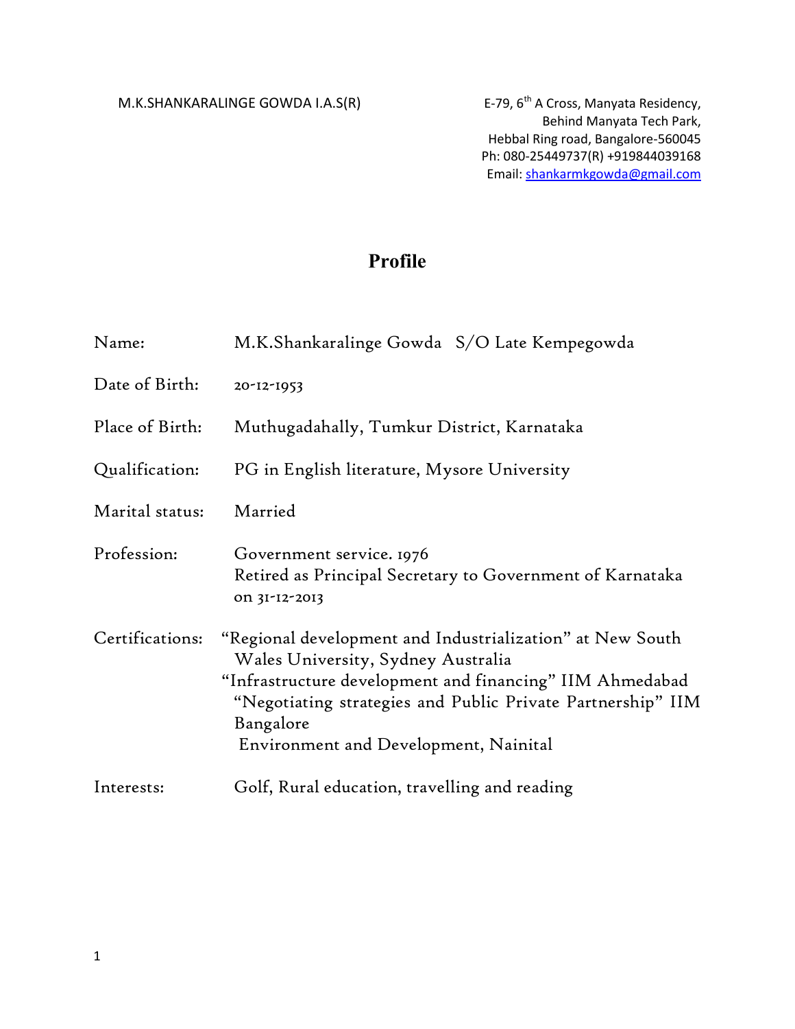M.K.SHANKARALINGE GOWDA I.A.S(R)

E-79, 6th A Cross, Manyata Residency,
Behind Manyata Tech Park,
Hebbal Ring road, Bangalore-560045
Ph: 080-25449737(R) +919844039168
Email: shankarmkgowda@gmail.com

# Profile

| | |
|---|---|
| Name: | M.K.Shankaralinge Gowda S/O Late Kempegowda |
| Date of Birth: | 20-12-1953 |
| Place of Birth: | Muthugadahally, Tumkur District, Karnataka |
| Qualification: | PG in English literature, Mysore University |
| Marital status: | Married |
| Profession: | Government service. 1976<br>Retired as Principal Secretary to Government of Karnataka on 31-12-2013 |
| Certifications: | "Regional development and Industrialization" at New South Wales University, Sydney Australia<br>"Infrastructure development and financing" IIM Ahmedabad<br>"Negotiating strategies and Public Private Partnership" IIM Bangalore<br>Environment and Development, Nainital |
| Interests: | Golf, Rural education, travelling and reading |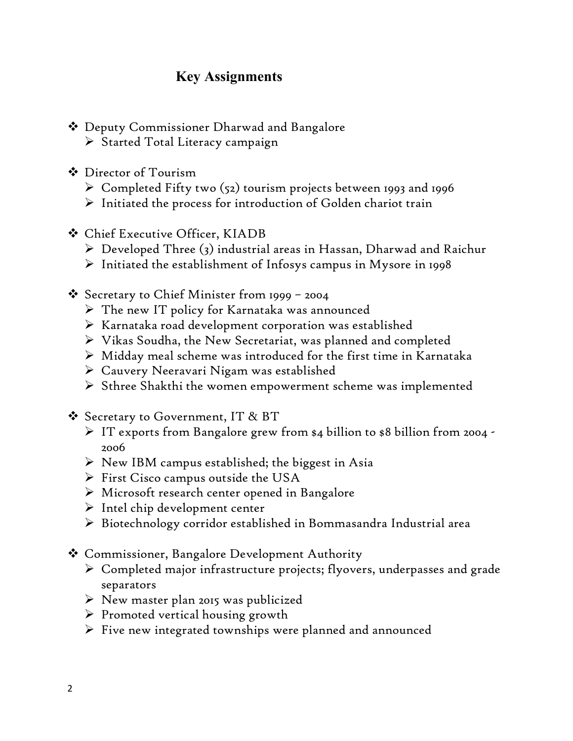## Key Assignments

- Deputy Commissioner Dharwad and Bangalore
  - Started Total Literacy campaign

- Director of Tourism
  - Completed Fifty two (52) tourism projects between 1993 and 1996
  - Initiated the process for introduction of Golden chariot train

- Chief Executive Officer, KIADB
  - Developed Three (3) industrial areas in Hassan, Dharwad and Raichur
  - Initiated the establishment of Infosys campus in Mysore in 1998

- Secretary to Chief Minister from 1999 – 2004
  - The new IT policy for Karnataka was announced
  - Karnataka road development corporation was established
  - Vikas Soudha, the New Secretariat, was planned and completed
  - Midday meal scheme was introduced for the first time in Karnataka
  - Cauvery Neeravari Nigam was established
  - Sthree Shakthi the women empowerment scheme was implemented

- Secretary to Government, IT & BT
  - IT exports from Bangalore grew from $4 billion to $8 billion from 2004 - 2006
  - New IBM campus established; the biggest in Asia
  - First Cisco campus outside the USA
  - Microsoft research center opened in Bangalore
  - Intel chip development center
  - Biotechnology corridor established in Bommasandra Industrial area

- Commissioner, Bangalore Development Authority
  - Completed major infrastructure projects; flyovers, underpasses and grade separators
  - New master plan 2015 was publicized
  - Promoted vertical housing growth
  - Five new integrated townships were planned and announced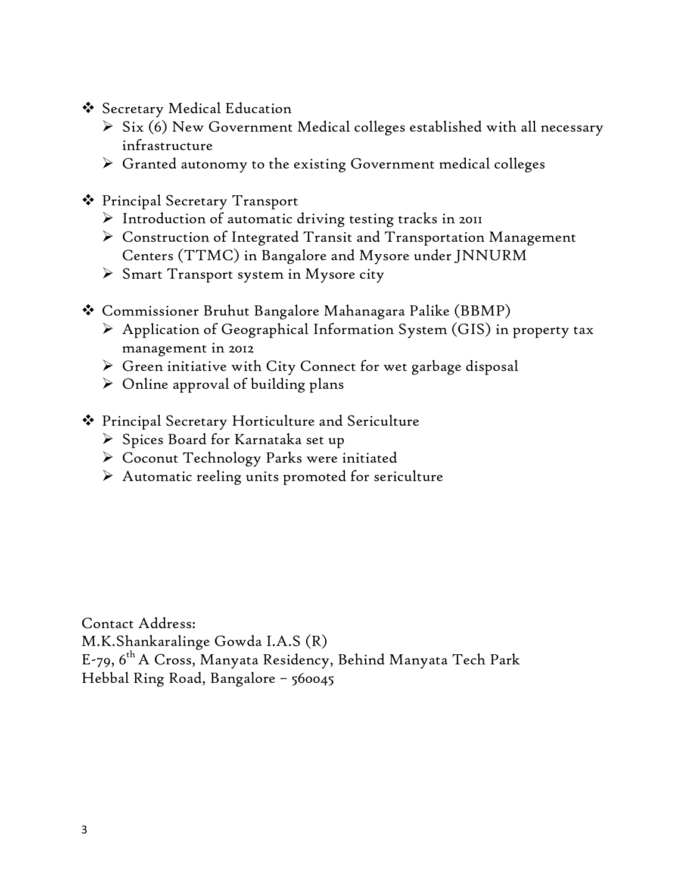- Secretary Medical Education
  - Six (6) New Government Medical colleges established with all necessary infrastructure
  - Granted autonomy to the existing Government medical colleges

- Principal Secretary Transport
  - Introduction of automatic driving testing tracks in 2011
  - Construction of Integrated Transit and Transportation Management Centers (TTMC) in Bangalore and Mysore under JNNURM
  - Smart Transport system in Mysore city

- Commissioner Bruhut Bangalore Mahanagara Palike (BBMP)
  - Application of Geographical Information System (GIS) in property tax management in 2012
  - Green initiative with City Connect for wet garbage disposal
  - Online approval of building plans

- Principal Secretary Horticulture and Sericulture
  - Spices Board for Karnataka set up
  - Coconut Technology Parks were initiated
  - Automatic reeling units promoted for sericulture

Contact Address:
M.K.Shankaralinge Gowda I.A.S (R)
E-79, 6th A Cross, Manyata Residency, Behind Manyata Tech Park
Hebbal Ring Road, Bangalore – 560045